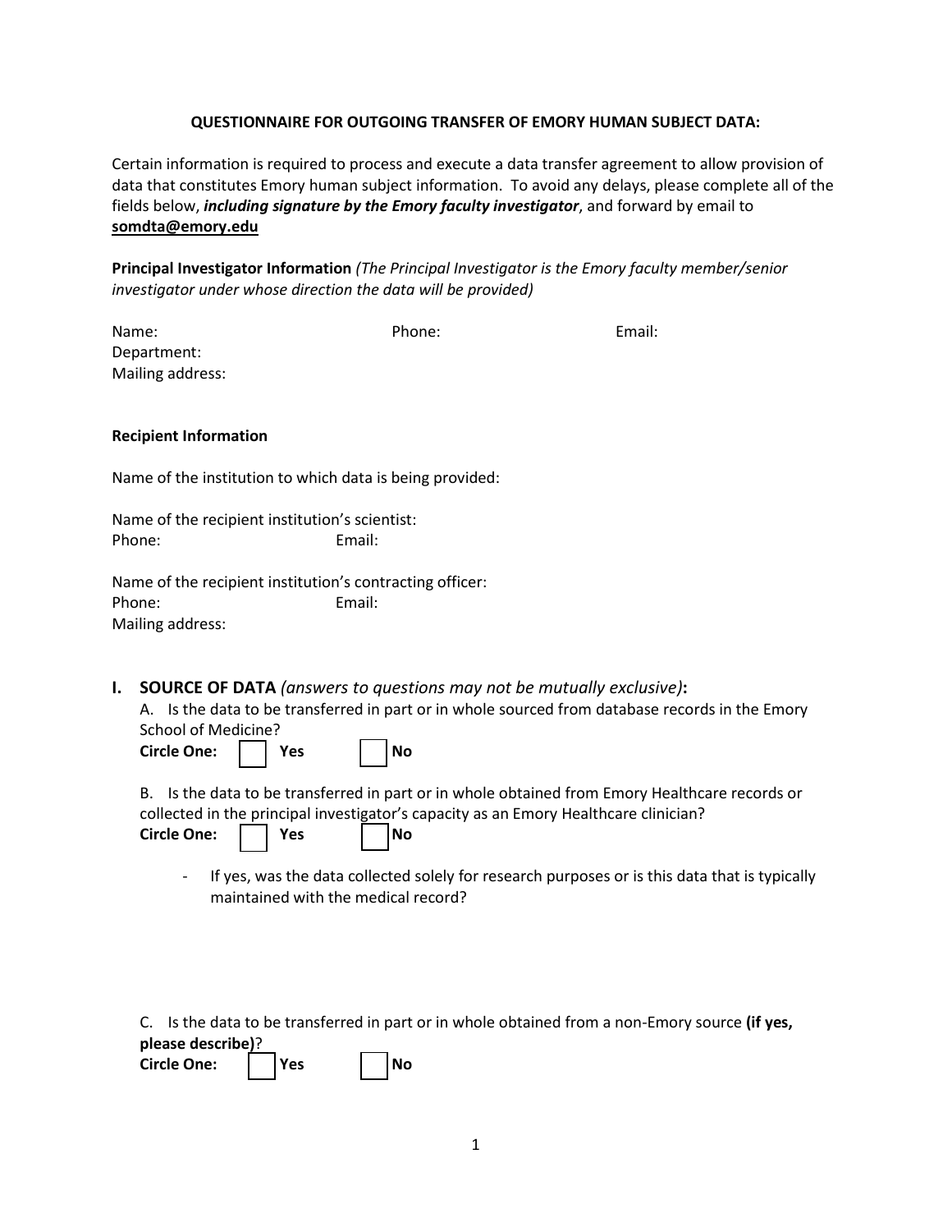# QUESTIONNAIRE FOR OUTGOING TRANSFER OF EMORY HUMAN SUBJECT DATA:

Certain information is required to process and execute a data transfer agreement to allow provision of data that constitutes Emory human subject information. To avoid any delays, please complete all of the fields below, ***including signature by the Emory faculty investigator***, and forward by email to **somdta@emory.edu**

**Principal Investigator Information** *(The Principal Investigator is the Emory faculty member/senior investigator under whose direction the data will be provided)*

Name: Phone: Email:
Department:
Mailing address:

**Recipient Information**

Name of the institution to which data is being provided:

Name of the recipient institution's scientist:
Phone: Email:

Name of the recipient institution's contracting officer:
Phone: Email:
Mailing address:

## I. SOURCE OF DATA *(answers to questions may not be mutually exclusive)*:

A. Is the data to be transferred in part or in whole sourced from database records in the Emory School of Medicine?

**Circle One:** ☐ **Yes** ☐ **No**

B. Is the data to be transferred in part or in whole obtained from Emory Healthcare records or collected in the principal investigator's capacity as an Emory Healthcare clinician?

**Circle One:** ☐ **Yes** ☐ **No**

- If yes, was the data collected solely for research purposes or is this data that is typically maintained with the medical record?

C. Is the data to be transferred in part or in whole obtained from a non-Emory source **(if yes, please describe)**?

**Circle One:** ☐ **Yes** ☐ **No**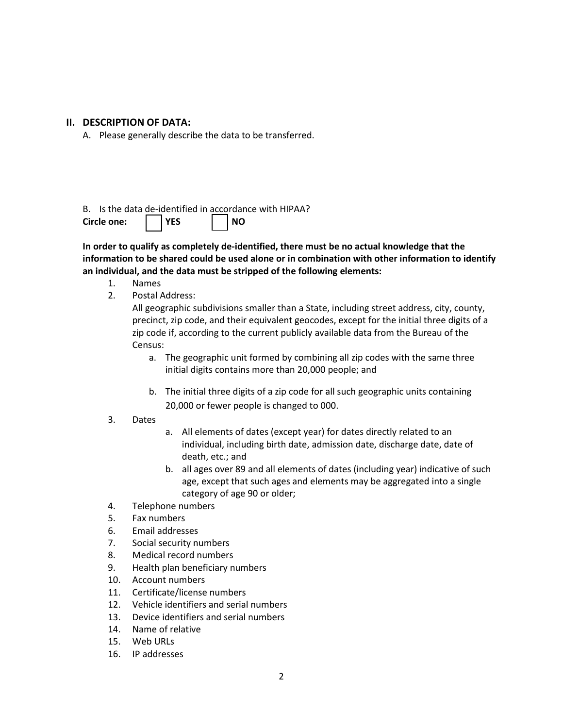## II. DESCRIPTION OF DATA:

A. Please generally describe the data to be transferred.

B. Is the data de-identified in accordance with HIPAA?

**Circle one:** ☐ **YES** ☐ **NO**

**In order to qualify as completely de-identified, there must be no actual knowledge that the information to be shared could be used alone or in combination with other information to identify an individual, and the data must be stripped of the following elements:**

1. Names
2. Postal Address:
   All geographic subdivisions smaller than a State, including street address, city, county, precinct, zip code, and their equivalent geocodes, except for the initial three digits of a zip code if, according to the current publicly available data from the Bureau of the Census:
   a. The geographic unit formed by combining all zip codes with the same three initial digits contains more than 20,000 people; and
   b. The initial three digits of a zip code for all such geographic units containing 20,000 or fewer people is changed to 000.
3. Dates
   a. All elements of dates (except year) for dates directly related to an individual, including birth date, admission date, discharge date, date of death, etc.; and
   b. all ages over 89 and all elements of dates (including year) indicative of such age, except that such ages and elements may be aggregated into a single category of age 90 or older;
4. Telephone numbers
5. Fax numbers
6. Email addresses
7. Social security numbers
8. Medical record numbers
9. Health plan beneficiary numbers
10. Account numbers
11. Certificate/license numbers
12. Vehicle identifiers and serial numbers
13. Device identifiers and serial numbers
14. Name of relative
15. Web URLs
16. IP addresses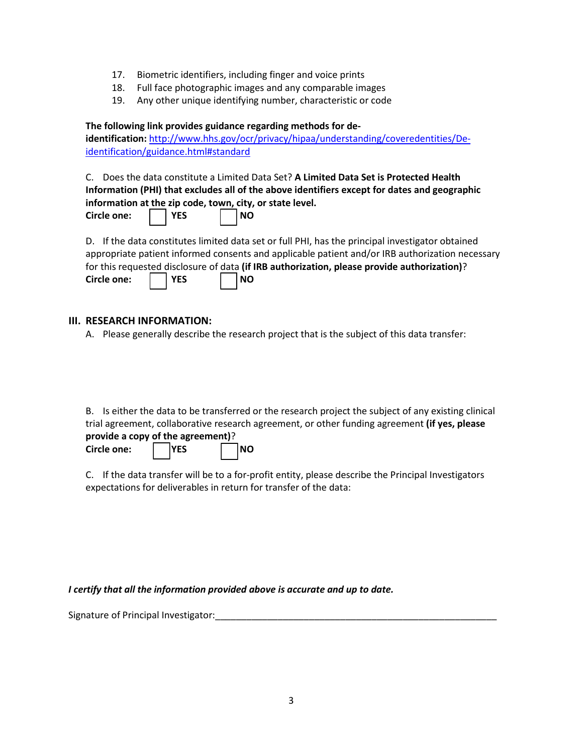17. Biometric identifiers, including finger and voice prints
18. Full face photographic images and any comparable images
19. Any other unique identifying number, characteristic or code

**The following link provides guidance regarding methods for de-identification:** http://www.hhs.gov/ocr/privacy/hipaa/understanding/coveredentities/De-identification/guidance.html#standard

C. Does the data constitute a Limited Data Set? **A Limited Data Set is Protected Health Information (PHI) that excludes all of the above identifiers except for dates and geographic information at the zip code, town, city, or state level.**

**Circle one:** ☐ **YES** ☐ **NO**

D. If the data constitutes limited data set or full PHI, has the principal investigator obtained appropriate patient informed consents and applicable patient and/or IRB authorization necessary for this requested disclosure of data **(if IRB authorization, please provide authorization)**?

**Circle one:** ☐ **YES** ☐ **NO**

## III. RESEARCH INFORMATION:

A. Please generally describe the research project that is the subject of this data transfer:

B. Is either the data to be transferred or the research project the subject of any existing clinical trial agreement, collaborative research agreement, or other funding agreement **(if yes, please provide a copy of the agreement)**?

**Circle one:** ☐ **YES** ☐ **NO**

C. If the data transfer will be to a for-profit entity, please describe the Principal Investigators expectations for deliverables in return for transfer of the data:

***I certify that all the information provided above is accurate and up to date.***

Signature of Principal Investigator:\_\_\_\_\_\_\_\_\_\_\_\_\_\_\_\_\_\_\_\_\_\_\_\_\_\_\_\_\_\_\_\_\_\_\_\_\_\_\_\_\_\_\_\_\_\_\_\_\_\_\_\_\_\_